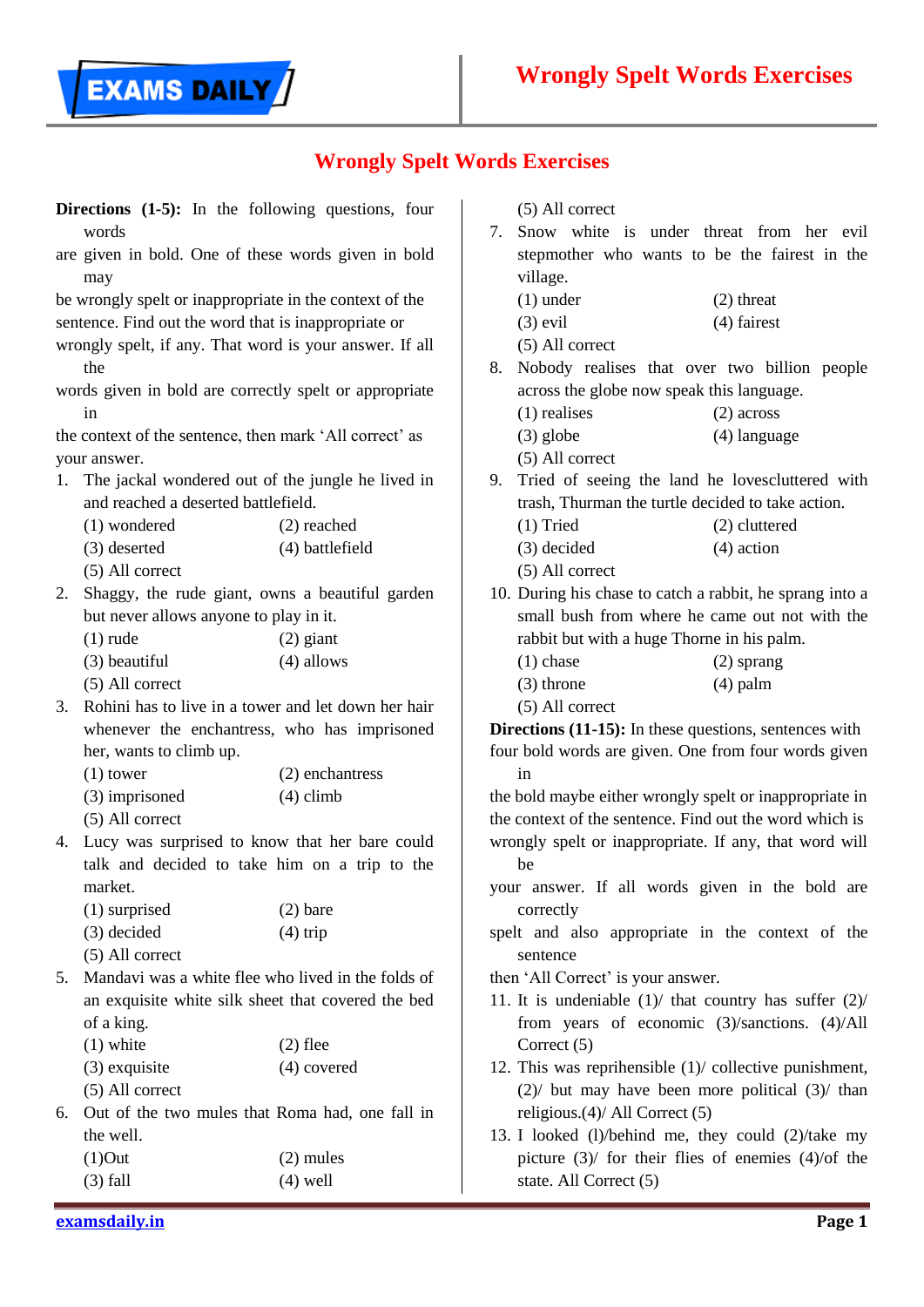# Wrongly Spelt Words Exercises

**Directions (1-5):** In the following questions, four words are given in bold. One of these words given in bold may be wrongly spelt or inappropriate in the context of the sentence. Find out the word that is inappropriate or wrongly spelt, if any. That word is your answer. If all the words given in bold are correctly spelt or appropriate in the context of the sentence, then mark 'All correct' as your answer.

1. The jackal wondered out of the jungle he lived in and reached a deserted battlefield.
   (1) wondered  (2) reached
   (3) deserted  (4) battlefield
   (5) All correct
2. Shaggy, the rude giant, owns a beautiful garden but never allows anyone to play in it.
   (1) rude  (2) giant
   (3) beautiful  (4) allows
   (5) All correct
3. Rohini has to live in a tower and let down her hair whenever the enchantress, who has imprisoned her, wants to climb up.
   (1) tower  (2) enchantress
   (3) imprisoned  (4) climb
   (5) All correct
4. Lucy was surprised to know that her bare could talk and decided to take him on a trip to the market.
   (1) surprised  (2) bare
   (3) decided  (4) trip
   (5) All correct
5. Mandavi was a white flee who lived in the folds of an exquisite white silk sheet that covered the bed of a king.
   (1) white  (2) flee
   (3) exquisite  (4) covered
   (5) All correct
6. Out of the two mules that Roma had, one fall in the well.
   (1)Out  (2) mules
   (3) fall  (4) well
   (5) All correct
7. Snow white is under threat from her evil stepmother who wants to be the fairest in the village.
   (1) under  (2) threat
   (3) evil  (4) fairest
   (5) All correct
8. Nobody realises that over two billion people across the globe now speak this language.
   (1) realises  (2) across
   (3) globe  (4) language
   (5) All correct
9. Tried of seeing the land he lovescluttered with trash, Thurman the turtle decided to take action.
   (1) Tried  (2) cluttered
   (3) decided  (4) action
   (5) All correct
10. During his chase to catch a rabbit, he sprang into a small bush from where he came out not with the rabbit but with a huge Thorne in his palm.
    (1) chase  (2) sprang
    (3) throne  (4) palm
    (5) All correct

**Directions (11-15):** In these questions, sentences with four bold words are given. One from four words given in the bold maybe either wrongly spelt or inappropriate in the context of the sentence. Find out the word which is wrongly spelt or inappropriate. If any, that word will be your answer. If all words given in the bold are correctly spelt and also appropriate in the context of the sentence then 'All Correct' is your answer.

11. It is undeniable (1)/ that country has suffer (2)/ from years of economic (3)/sanctions. (4)/All Correct (5)
12. This was reprihensible (1)/ collective punishment, (2)/ but may have been more political (3)/ than religious.(4)/ All Correct (5)
13. I looked (l)/behind me, they could (2)/take my picture (3)/ for their flies of enemies (4)/of the state. All Correct (5)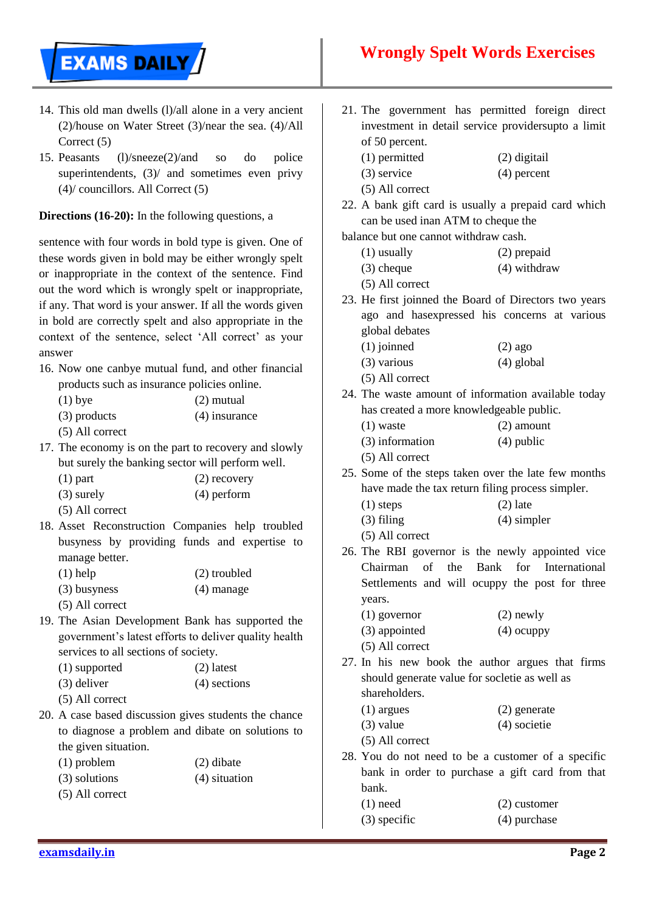14. This old man dwells (l)/all alone in a very ancient (2)/house on Water Street (3)/near the sea. (4)/All Correct (5)
15. Peasants (l)/sneeze(2)/and so do police superintendents, (3)/ and sometimes even privy (4)/ councillors. All Correct (5)

**Directions (16-20):** In the following questions, a

sentence with four words in bold type is given. One of these words given in bold may be either wrongly spelt or inappropriate in the context of the sentence. Find out the word which is wrongly spelt or inappropriate, if any. That word is your answer. If all the words given in bold are correctly spelt and also appropriate in the context of the sentence, select 'All correct' as your answer

16. Now one canbye mutual fund, and other financial products such as insurance policies online.
    (1) bye (2) mutual
    (3) products (4) insurance
    (5) All correct
17. The economy is on the part to recovery and slowly but surely the banking sector will perform well.
    (1) part (2) recovery
    (3) surely (4) perform
    (5) All correct
18. Asset Reconstruction Companies help troubled busyness by providing funds and expertise to manage better.
    (1) help (2) troubled
    (3) busyness (4) manage
    (5) All correct
19. The Asian Development Bank has supported the government's latest efforts to deliver quality health services to all sections of society.
    (1) supported (2) latest
    (3) deliver (4) sections
    (5) All correct
20. A case based discussion gives students the chance to diagnose a problem and dibate on solutions to the given situation.
    (1) problem (2) dibate
    (3) solutions (4) situation
    (5) All correct
21. The government has permitted foreign direct investment in detail service providersupto a limit of 50 percent.
    (1) permitted (2) digitail
    (3) service (4) percent
    (5) All correct
22. A bank gift card is usually a prepaid card which can be used inan ATM to cheque the
balance but one cannot withdraw cash.
    (1) usually (2) prepaid
    (3) cheque (4) withdraw
    (5) All correct
23. He first joinned the Board of Directors two years ago and hasexpressed his concerns at various global debates
    (1) joinned (2) ago
    (3) various (4) global
    (5) All correct
24. The waste amount of information available today has created a more knowledgeable public.
    (1) waste (2) amount
    (3) information (4) public
    (5) All correct
25. Some of the steps taken over the late few months have made the tax return filing process simpler.
    (1) steps (2) late
    (3) filing (4) simpler
    (5) All correct
26. The RBI governor is the newly appointed vice Chairman of the Bank for International Settlements and will ocuppy the post for three years.
    (1) governor (2) newly
    (3) appointed (4) ocuppy
    (5) All correct
27. In his new book the author argues that firms should generate value for socletie as well as shareholders.
    (1) argues (2) generate
    (3) value (4) societie
    (5) All correct
28. You do not need to be a customer of a specific bank in order to purchase a gift card from that bank.
    (1) need (2) customer
    (3) specific (4) purchase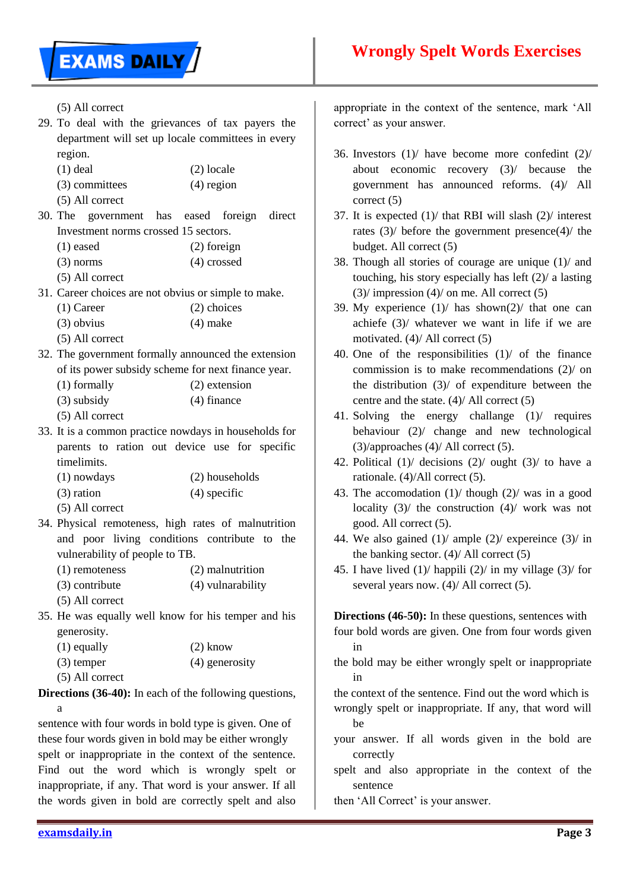(5) All correct

29. To deal with the grievances of tax payers the department will set up locale committees in every region.
(1) deal (2) locale
(3) committees (4) region
(5) All correct

30. The government has eased foreign direct Investment norms crossed 15 sectors.
(1) eased (2) foreign
(3) norms (4) crossed
(5) All correct

31. Career choices are not obvius or simple to make.
(1) Career (2) choices
(3) obvius (4) make
(5) All correct

32. The government formally announced the extension of its power subsidy scheme for next finance year.
(1) formally (2) extension
(3) subsidy (4) finance
(5) All correct

33. It is a common practice nowdays in households for parents to ration out device use for specific timelimits.
(1) nowdays (2) households
(3) ration (4) specific
(5) All correct

34. Physical remoteness, high rates of malnutrition and poor living conditions contribute to the vulnerability of people to TB.
(1) remoteness (2) malnutrition
(3) contribute (4) vulnarability
(5) All correct

35. He was equally well know for his temper and his generosity.
(1) equally (2) know
(3) temper (4) generosity
(5) All correct

**Directions (36-40):** In each of the following questions, a sentence with four words in bold type is given. One of these four words given in bold may be either wrongly spelt or inappropriate in the context of the sentence. Find out the word which is wrongly spelt or inappropriate, if any. That word is your answer. If all the words given in bold are correctly spelt and also appropriate in the context of the sentence, mark 'All correct' as your answer.

36. Investors (1)/ have become more confedint (2)/ about economic recovery (3)/ because the government has announced reforms. (4)/ All correct (5)

37. It is expected (1)/ that RBI will slash (2)/ interest rates (3)/ before the government presence(4)/ the budget. All correct (5)

38. Though all stories of courage are unique (1)/ and touching, his story especially has left (2)/ a lasting (3)/ impression (4)/ on me. All correct (5)

39. My experience (1)/ has shown(2)/ that one can achiefe (3)/ whatever we want in life if we are motivated. (4)/ All correct (5)

40. One of the responsibilities (1)/ of the finance commission is to make recommendations (2)/ on the distribution (3)/ of expenditure between the centre and the state. (4)/ All correct (5)

41. Solving the energy challange (1)/ requires behaviour (2)/ change and new technological (3)/approaches (4)/ All correct (5).

42. Political (1)/ decisions (2)/ ought (3)/ to have a rationale. (4)/All correct (5).

43. The accomodation (1)/ though (2)/ was in a good locality (3)/ the construction (4)/ work was not good. All correct (5).

44. We also gained (1)/ ample (2)/ expereince (3)/ in the banking sector. (4)/ All correct (5)

45. I have lived (1)/ happili (2)/ in my village (3)/ for several years now. (4)/ All correct (5).

**Directions (46-50):** In these questions, sentences with four bold words are given. One from four words given in the bold may be either wrongly spelt or inappropriate in the context of the sentence. Find out the word which is wrongly spelt or inappropriate. If any, that word will be your answer. If all words given in the bold are correctly spelt and also appropriate in the context of the sentence then 'All Correct' is your answer.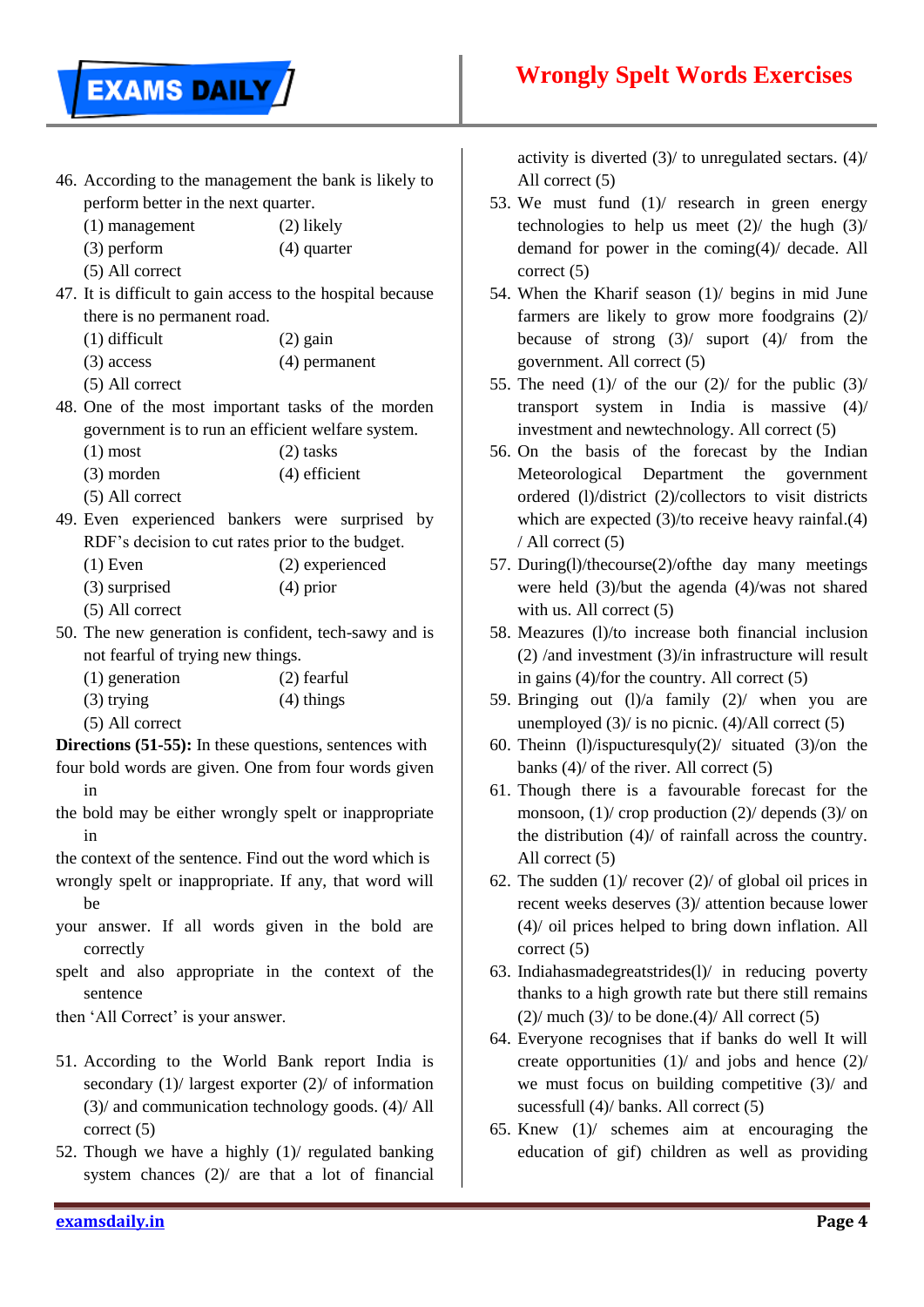46. According to the management the bank is likely to perform better in the next quarter.
    (1) management (2) likely
    (3) perform (4) quarter
    (5) All correct
47. It is difficult to gain access to the hospital because there is no permanent road.
    (1) difficult (2) gain
    (3) access (4) permanent
    (5) All correct
48. One of the most important tasks of the morden government is to run an efficient welfare system.
    (1) most (2) tasks
    (3) morden (4) efficient
    (5) All correct
49. Even experienced bankers were surprised by RDF's decision to cut rates prior to the budget.
    (1) Even (2) experienced
    (3) surprised (4) prior
    (5) All correct
50. The new generation is confident, tech-sawy and is not fearful of trying new things.
    (1) generation (2) fearful
    (3) trying (4) things
    (5) All correct

**Directions (51-55):** In these questions, sentences with four bold words are given. One from four words given in the bold may be either wrongly spelt or inappropriate in the context of the sentence. Find out the word which is wrongly spelt or inappropriate. If any, that word will be your answer. If all words given in the bold are correctly spelt and also appropriate in the context of the sentence then 'All Correct' is your answer.

51. According to the World Bank report India is secondary (1)/ largest exporter (2)/ of information (3)/ and communication technology goods. (4)/ All correct (5)
52. Though we have a highly (1)/ regulated banking system chances (2)/ are that a lot of financial activity is diverted (3)/ to unregulated sectars. (4)/ All correct (5)
53. We must fund (1)/ research in green energy technologies to help us meet (2)/ the hugh (3)/ demand for power in the coming(4)/ decade. All correct (5)
54. When the Kharif season (1)/ begins in mid June farmers are likely to grow more foodgrains (2)/ because of strong (3)/ suport (4)/ from the government. All correct (5)
55. The need (1)/ of the our (2)/ for the public (3)/ transport system in India is massive (4)/ investment and newtechnology. All correct (5)
56. On the basis of the forecast by the Indian Meteorological Department the government ordered (l)/district (2)/collectors to visit districts which are expected (3)/to receive heavy rainfal.(4) / All correct (5)
57. During(l)/thecourse(2)/ofthe day many meetings were held (3)/but the agenda (4)/was not shared with us. All correct (5)
58. Meazures (l)/to increase both financial inclusion (2) /and investment (3)/in infrastructure will result in gains (4)/for the country. All correct (5)
59. Bringing out (l)/a family (2)/ when you are unemployed (3)/ is no picnic. (4)/All correct (5)
60. Theinn (l)/ispucturesquly(2)/ situated (3)/on the banks (4)/ of the river. All correct (5)
61. Though there is a favourable forecast for the monsoon, (1)/ crop production (2)/ depends (3)/ on the distribution (4)/ of rainfall across the country. All correct (5)
62. The sudden (1)/ recover (2)/ of global oil prices in recent weeks deserves (3)/ attention because lower (4)/ oil prices helped to bring down inflation. All correct (5)
63. Indiahasmadegreatstrides(l)/ in reducing poverty thanks to a high growth rate but there still remains (2)/ much (3)/ to be done.(4)/ All correct (5)
64. Everyone recognises that if banks do well It will create opportunities (1)/ and jobs and hence (2)/ we must focus on building competitive (3)/ and sucessfull (4)/ banks. All correct (5)
65. Knew (1)/ schemes aim at encouraging the education of gif) children as well as providing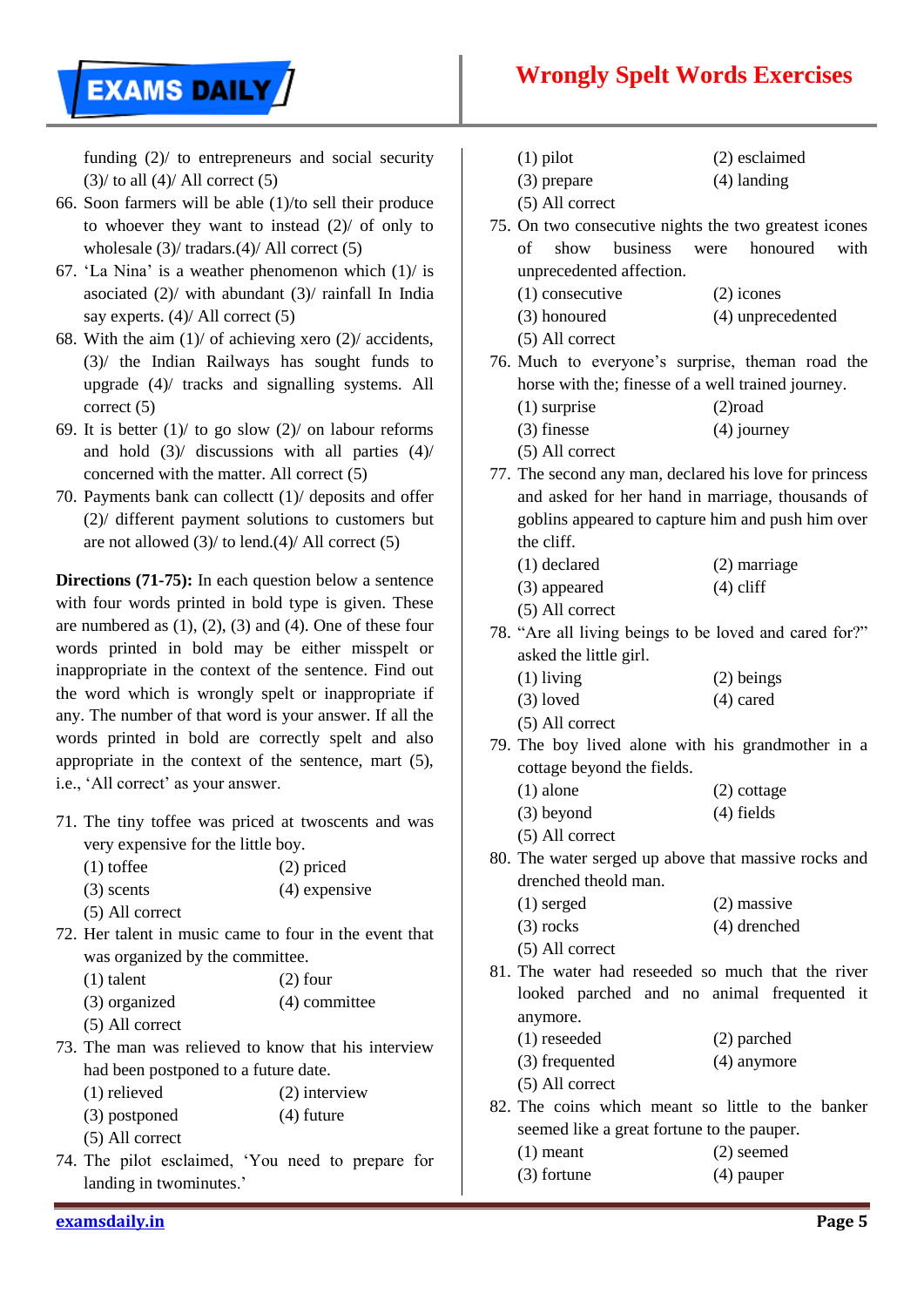funding (2)/ to entrepreneurs and social security (3)/ to all (4)/ All correct (5)

66. Soon farmers will be able (1)/to sell their produce to whoever they want to instead (2)/ of only to wholesale (3)/ tradars.(4)/ All correct (5)
67. 'La Nina' is a weather phenomenon which (1)/ is asociated (2)/ with abundant (3)/ rainfall In India say experts. (4)/ All correct (5)
68. With the aim (1)/ of achieving xero (2)/ accidents, (3)/ the Indian Railways has sought funds to upgrade (4)/ tracks and signalling systems. All correct (5)
69. It is better (1)/ to go slow (2)/ on labour reforms and hold (3)/ discussions with all parties (4)/ concerned with the matter. All correct (5)
70. Payments bank can collectt (1)/ deposits and offer (2)/ different payment solutions to customers but are not allowed (3)/ to lend.(4)/ All correct (5)

**Directions (71-75):** In each question below a sentence with four words printed in bold type is given. These are numbered as (1), (2), (3) and (4). One of these four words printed in bold may be either misspelt or inappropriate in the context of the sentence. Find out the word which is wrongly spelt or inappropriate if any. The number of that word is your answer. If all the words printed in bold are correctly spelt and also appropriate in the context of the sentence, mart (5), i.e., 'All correct' as your answer.

71. The tiny toffee was priced at twoscents and was very expensive for the little boy.
    (1) toffee (2) priced
    (3) scents (4) expensive
    (5) All correct
72. Her talent in music came to four in the event that was organized by the committee.
    (1) talent (2) four
    (3) organized (4) committee
    (5) All correct
73. The man was relieved to know that his interview had been postponed to a future date.
    (1) relieved (2) interview
    (3) postponed (4) future
    (5) All correct
74. The pilot esclaimed, 'You need to prepare for landing in twominutes.'
    (1) pilot (2) esclaimed
    (3) prepare (4) landing
    (5) All correct
75. On two consecutive nights the two greatest icones of show business were honoured with unprecedented affection.
    (1) consecutive (2) icones
    (3) honoured (4) unprecedented
    (5) All correct
76. Much to everyone's surprise, theman road the horse with the; finesse of a well trained journey.
    (1) surprise (2)road
    (3) finesse (4) journey
    (5) All correct
77. The second any man, declared his love for princess and asked for her hand in marriage, thousands of goblins appeared to capture him and push him over the cliff.
    (1) declared (2) marriage
    (3) appeared (4) cliff
    (5) All correct
78. "Are all living beings to be loved and cared for?" asked the little girl.
    (1) living (2) beings
    (3) loved (4) cared
    (5) All correct
79. The boy lived alone with his grandmother in a cottage beyond the fields.
    (1) alone (2) cottage
    (3) beyond (4) fields
    (5) All correct
80. The water serged up above that massive rocks and drenched theold man.
    (1) serged (2) massive
    (3) rocks (4) drenched
    (5) All correct
81. The water had reseeded so much that the river looked parched and no animal frequented it anymore.
    (1) reseeded (2) parched
    (3) frequented (4) anymore
    (5) All correct
82. The coins which meant so little to the banker seemed like a great fortune to the pauper.
    (1) meant (2) seemed
    (3) fortune (4) pauper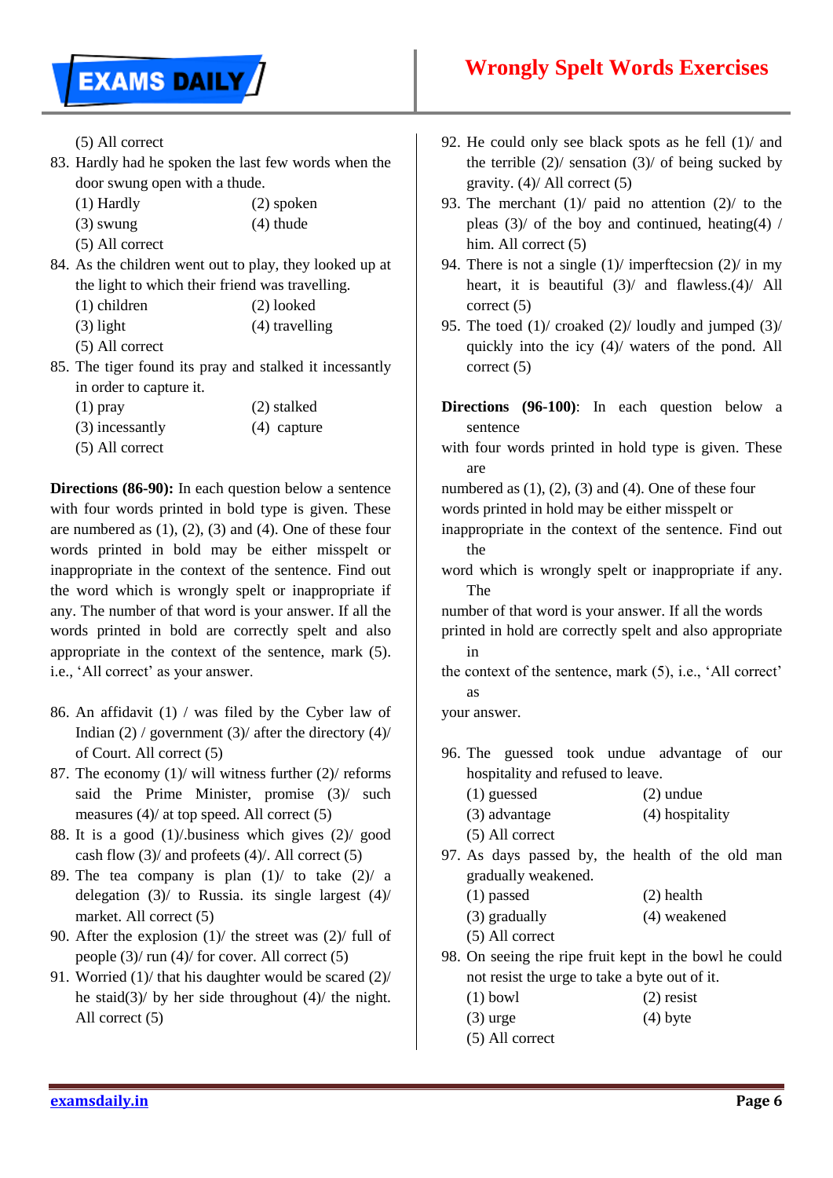(5) All correct

83. Hardly had he spoken the last few words when the door swung open with a thude.
(1) Hardly (2) spoken
(3) swung (4) thude
(5) All correct

84. As the children went out to play, they looked up at the light to which their friend was travelling.
(1) children (2) looked
(3) light (4) travelling
(5) All correct

85. The tiger found its pray and stalked it incessantly in order to capture it.
(1) pray (2) stalked
(3) incessantly (4) capture
(5) All correct

**Directions (86-90):** In each question below a sentence with four words printed in bold type is given. These are numbered as (1), (2), (3) and (4). One of these four words printed in bold may be either misspelt or inappropriate in the context of the sentence. Find out the word which is wrongly spelt or inappropriate if any. The number of that word is your answer. If all the words printed in bold are correctly spelt and also appropriate in the context of the sentence, mark (5). i.e., 'All correct' as your answer.

86. An affidavit (1) / was filed by the Cyber law of Indian (2) / government (3)/ after the directory (4)/ of Court. All correct (5)

87. The economy (1)/ will witness further (2)/ reforms said the Prime Minister, promise (3)/ such measures (4)/ at top speed. All correct (5)

88. It is a good (1)/.business which gives (2)/ good cash flow (3)/ and profeets (4)/. All correct (5)

89. The tea company is plan (1)/ to take (2)/ a delegation (3)/ to Russia. its single largest (4)/ market. All correct (5)

90. After the explosion (1)/ the street was (2)/ full of people (3)/ run (4)/ for cover. All correct (5)

91. Worried (1)/ that his daughter would be scared (2)/ he staid(3)/ by her side throughout (4)/ the night. All correct (5)

92. He could only see black spots as he fell (1)/ and the terrible (2)/ sensation (3)/ of being sucked by gravity. (4)/ All correct (5)

93. The merchant (1)/ paid no attention (2)/ to the pleas (3)/ of the boy and continued, heating(4) / him. All correct (5)

94. There is not a single (1)/ imperftecsion (2)/ in my heart, it is beautiful (3)/ and flawless.(4)/ All correct (5)

95. The toed (1)/ croaked (2)/ loudly and jumped (3)/ quickly into the icy (4)/ waters of the pond. All correct (5)

**Directions (96-100)**: In each question below a sentence with four words printed in hold type is given. These are numbered as (1), (2), (3) and (4). One of these four words printed in hold may be either misspelt or inappropriate in the context of the sentence. Find out the word which is wrongly spelt or inappropriate if any. The number of that word is your answer. If all the words printed in hold are correctly spelt and also appropriate in the context of the sentence, mark (5), i.e., 'All correct' as your answer.

96. The guessed took undue advantage of our hospitality and refused to leave.
(1) guessed (2) undue
(3) advantage (4) hospitality
(5) All correct

97. As days passed by, the health of the old man gradually weakened.
(1) passed (2) health
(3) gradually (4) weakened
(5) All correct

98. On seeing the ripe fruit kept in the bowl he could not resist the urge to take a byte out of it.
(1) bowl (2) resist
(3) urge (4) byte
(5) All correct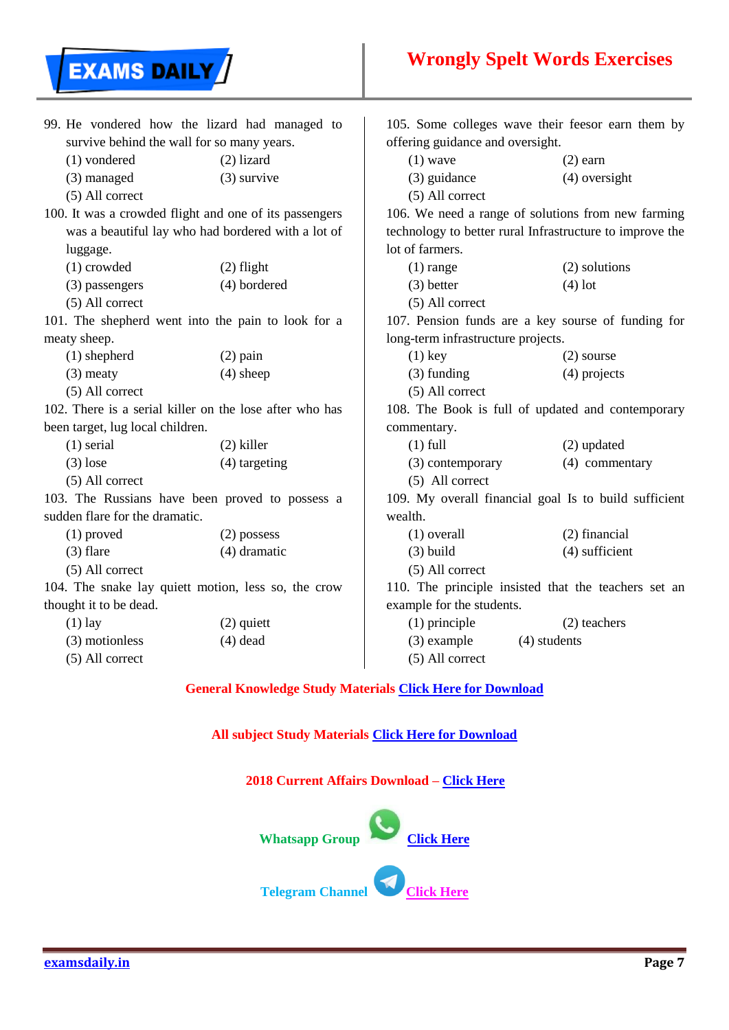99. He vondered how the lizard had managed to survive behind the wall for so many years.

(1) vondered (2) lizard
(3) managed (3) survive
(5) All correct

100. It was a crowded flight and one of its passengers was a beautiful lay who had bordered with a lot of luggage.

(1) crowded (2) flight
(3) passengers (4) bordered
(5) All correct

101. The shepherd went into the pain to look for a meaty sheep.

(1) shepherd (2) pain
(3) meaty (4) sheep
(5) All correct

102. There is a serial killer on the lose after who has been target, lug local children.

(1) serial (2) killer
(3) lose (4) targeting
(5) All correct

103. The Russians have been proved to possess a sudden flare for the dramatic.

(1) proved (2) possess
(3) flare (4) dramatic
(5) All correct

104. The snake lay quiett motion, less so, the crow thought it to be dead.

(1) lay (2) quiett
(3) motionless (4) dead
(5) All correct

105. Some colleges wave their feesor earn them by offering guidance and oversight.

(1) wave (2) earn
(3) guidance (4) oversight
(5) All correct

106. We need a range of solutions from new farming technology to better rural Infrastructure to improve the lot of farmers.

(1) range (2) solutions
(3) better (4) lot
(5) All correct

107. Pension funds are a key sourse of funding for long-term infrastructure projects.

(1) key (2) sourse
(3) funding (4) projects
(5) All correct

108. The Book is full of updated and contemporary commentary.

(1) full (2) updated
(3) contemporary (4) commentary
(5) All correct

109. My overall financial goal Is to build sufficient wealth.

(1) overall (2) financial
(3) build (4) sufficient
(5) All correct

110. The principle insisted that the teachers set an example for the students.

(1) principle (2) teachers
(3) example (4) students
(5) All correct

**General Knowledge Study Materials** Click Here for Download

**All subject Study Materials** Click Here for Download

**2018 Current Affairs Download –** Click Here

**Whatsapp Group** Click Here

**Telegram Channel** Click Here